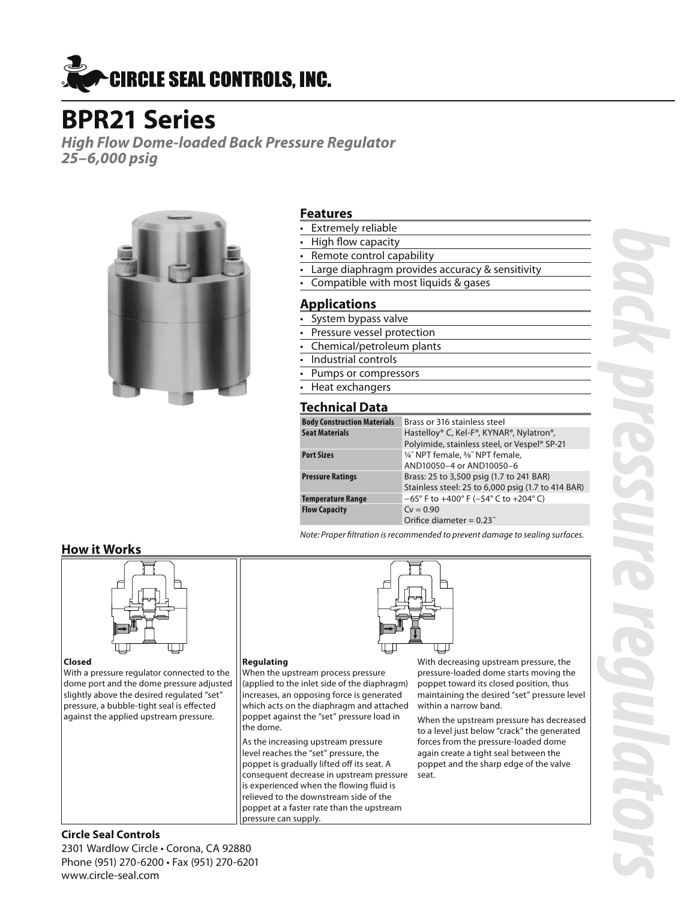# CIRCLE SEAL CONTROLS, INC.

# BPR21 Series

***High Flow Dome-loaded Back Pressure Regulator***
***25–6,000 psig***

## Features

- Extremely reliable
- High flow capacity
- Remote control capability
- Large diaphragm provides accuracy & sensitivity
- Compatible with most liquids & gases

## Applications

- System bypass valve
- Pressure vessel protection
- Chemical/petroleum plants
- Industrial controls
- Pumps or compressors
- Heat exchangers

## Technical Data

| | |
|---|---|
| **Body Construction Materials** | Brass or 316 stainless steel |
| **Seat Materials** | Hastelloy® C, Kel-F®, KYNAR®, Nylatron®, Polyimide, stainless steel, or Vespel® SP-21 |
| **Port Sizes** | ¼″ NPT female, ⅜″ NPT female, AND10050–4 or AND10050–6 |
| **Pressure Ratings** | Brass: 25 to 3,500 psig (1.7 to 241 BAR) Stainless steel: 25 to 6,000 psig (1.7 to 414 BAR) |
| **Temperature Range** | −65° F to +400° F (−54° C to +204° C) |
| **Flow Capacity** | Cv = 0.90 Orifice diameter = 0.23″ |

*Note: Proper filtration is recommended to prevent damage to sealing surfaces.*

## How it Works

**Closed**

With a pressure regulator connected to the dome port and the dome pressure adjusted slightly above the desired regulated "set" pressure, a bubble-tight seal is effected against the applied upstream pressure.

**Regulating**

When the upstream process pressure (applied to the inlet side of the diaphragm) increases, an opposing force is generated which acts on the diaphragm and attached poppet against the "set" pressure load in the dome.

As the increasing upstream pressure level reaches the "set" pressure, the poppet is gradually lifted off its seat. A consequent decrease in upstream pressure is experienced when the flowing fluid is relieved to the downstream side of the poppet at a faster rate than the upstream pressure can supply.

With decreasing upstream pressure, the pressure-loaded dome starts moving the poppet toward its closed position, thus maintaining the desired "set" pressure level within a narrow band.

When the upstream pressure has decreased to a level just below "crack" the generated forces from the pressure-loaded dome again create a tight seal between the poppet and the sharp edge of the valve seat.

**Circle Seal Controls**
2301 Wardlow Circle • Corona, CA 92880
Phone (951) 270-6200 • Fax (951) 270-6201
www.circle-seal.com

*back pressure regulators*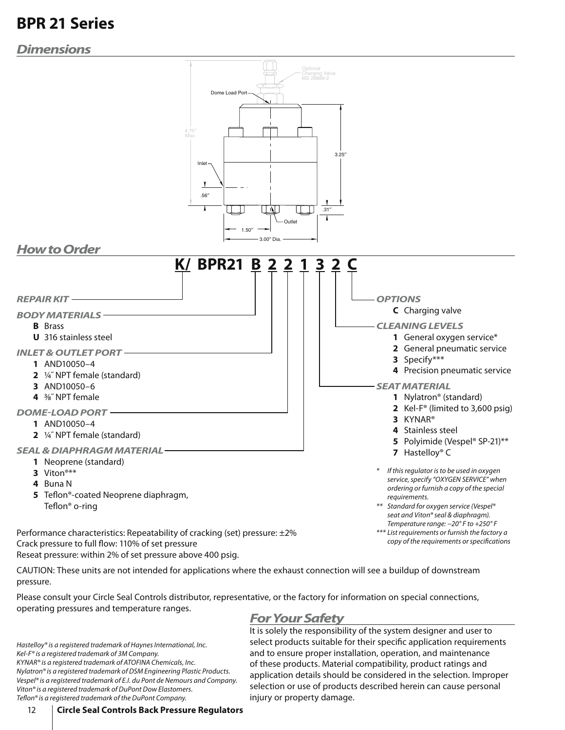# BPR 21 Series

## Dimensions

Optional Charging Valve MS 28889-2
Dome Load Port
4.70″ Max.
3.25″
Inlet
.56″
.31″
Outlet
1.50″
3.00″ Dia.

## How to Order

**K/ BPR21 B 2 2 1 3 2 C**

***REPAIR KIT***

***BODY MATERIALS***
- **B** Brass
- **U** 316 stainless steel

***INLET & OUTLET PORT***
- **1** AND10050–4
- **2** ¼″ NPT female (standard)
- **3** AND10050–6
- **4** ⅜″ NPT female

***DOME-LOAD PORT***
- **1** AND10050–4
- **2** ¼″ NPT female (standard)

***SEAL & DIAPHRAGM MATERIAL***
- **1** Neoprene (standard)
- **3** Viton®**
- **4** Buna N
- **5** Teflon®-coated Neoprene diaphragm, Teflon® o-ring

***OPTIONS***
- **C** Charging valve

***CLEANING LEVELS***
- **1** General oxygen service*
- **2** General pneumatic service
- **3** Specify***
- **4** Precision pneumatic service

***SEAT MATERIAL***
- **1** Nylatron® (standard)
- **2** Kel-F® (limited to 3,600 psig)
- **3** KYNAR®
- **4** Stainless steel
- **5** Polyimide (Vespel® SP-21)**
- **7** Hastelloy® C

*\* If this regulator is to be used in oxygen service, specify "OXYGEN SERVICE" when ordering or furnish a copy of the special requirements.*

*\*\* Standard for oxygen service (Vespel® seat and Viton® seal & diaphragm). Temperature range: –20° F to +250° F*

*\*\*\* List requirements or furnish the factory a copy of the requirements or specifications*

Performance characteristics: Repeatability of cracking (set) pressure: ±2%
Crack pressure to full flow: 110% of set pressure
Reseat pressure: within 2% of set pressure above 400 psig.

CAUTION: These units are not intended for applications where the exhaust connection will see a buildup of downstream pressure.

Please consult your Circle Seal Controls distributor, representative, or the factory for information on special connections, operating pressures and temperature ranges.

*Hastelloy® is a registered trademark of Haynes International, Inc.*
*Kel-F® is a registered trademark of 3M Company.*
*KYNAR® is a registered trademark of ATOFINA Chemicals, Inc.*
*Nylatron® is a registered trademark of DSM Engineering Plastic Products.*
*Vespel® is a registered trademark of E.I. du Pont de Nemours and Company.*
*Viton® is a registered trademark of DuPont Dow Elastomers.*
*Teflon® is a registered trademark of the DuPont Company.*

## For Your Safety

It is solely the responsibility of the system designer and user to select products suitable for their specific application requirements and to ensure proper installation, operation, and maintenance of these products. Material compatibility, product ratings and application details should be considered in the selection. Improper selection or use of products described herein can cause personal injury or property damage.